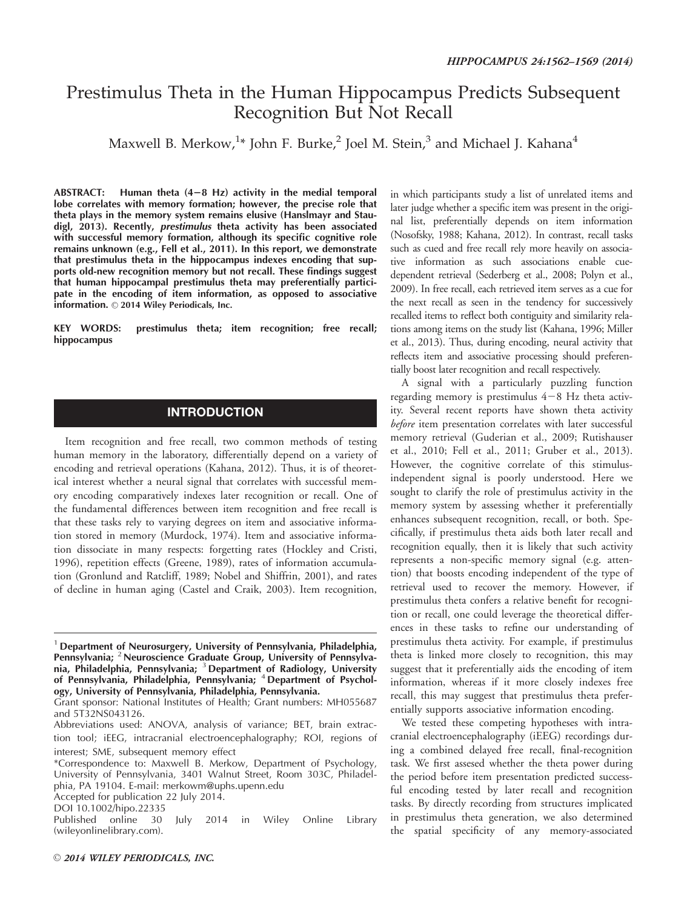# Prestimulus Theta in the Human Hippocampus Predicts Subsequent Recognition But Not Recall

Maxwell B. Merkow,[1]* John F. Burke,[2] Joel M. Stein,[3] and Michael J. Kahana[4]

**ABSTRACT: Human theta (4–8 Hz) activity in the medial temporal lobe correlates with memory formation; however, the precise role that theta plays in the memory system remains elusive (Hanslmayr and Staudigl, 2013). Recently, *prestimulus* theta activity has been associated with successful memory formation, although its specific cognitive role remains unknown (e.g., Fell et al., 2011). In this report, we demonstrate that prestimulus theta in the hippocampus indexes encoding that supports old-new recognition memory but not recall. These findings suggest that human hippocampal prestimulus theta may preferentially participate in the encoding of item information, as opposed to associative information. © 2014 Wiley Periodicals, Inc.**

**KEY WORDS: prestimulus theta; item recognition; free recall; hippocampus**

## INTRODUCTION

Item recognition and free recall, two common methods of testing human memory in the laboratory, differentially depend on a variety of encoding and retrieval operations (Kahana, 2012). Thus, it is of theoretical interest whether a neural signal that correlates with successful memory encoding comparatively indexes later recognition or recall. One of the fundamental differences between item recognition and free recall is that these tasks rely to varying degrees on item and associative information stored in memory (Murdock, 1974). Item and associative information dissociate in many respects: forgetting rates (Hockley and Cristi, 1996), repetition effects (Greene, 1989), rates of information accumulation (Gronlund and Ratcliff, 1989; Nobel and Shiffrin, 2001), and rates of decline in human aging (Castel and Craik, 2003). Item recognition, in which participants study a list of unrelated items and later judge whether a specific item was present in the original list, preferentially depends on item information (Nosofsky, 1988; Kahana, 2012). In contrast, recall tasks such as cued and free recall rely more heavily on associative information as such associations enable cue-dependent retrieval (Sederberg et al., 2008; Polyn et al., 2009). In free recall, each retrieved item serves as a cue for the next recall as seen in the tendency for successively recalled items to reflect both contiguity and similarity relations among items on the study list (Kahana, 1996; Miller et al., 2013). Thus, during encoding, neural activity that reflects item and associative processing should preferentially boost later recognition and recall respectively.

A signal with a particularly puzzling function regarding memory is prestimulus 4–8 Hz theta activity. Several recent reports have shown theta activity *before* item presentation correlates with later successful memory retrieval (Guderian et al., 2009; Rutishauser et al., 2010; Fell et al., 2011; Gruber et al., 2013). However, the cognitive correlate of this stimulus-independent signal is poorly understood. Here we sought to clarify the role of prestimulus activity in the memory system by assessing whether it preferentially enhances subsequent recognition, recall, or both. Specifically, if prestimulus theta aids both later recall and recognition equally, then it is likely that such activity represents a non-specific memory signal (e.g. attention) that boosts encoding independent of the type of retrieval used to recover the memory. However, if prestimulus theta confers a relative benefit for recognition or recall, one could leverage the theoretical differences in these tasks to refine our understanding of prestimulus theta activity. For example, if prestimulus theta is linked more closely to recognition, this may suggest that it preferentially aids the encoding of item information, whereas if it more closely indexes free recall, this may suggest that prestimulus theta preferentially supports associative information encoding.

We tested these competing hypotheses with intracranial electroencephalography (iEEG) recordings during a combined delayed free recall, final-recognition task. We first assesed whether the theta power during the period before item presentation predicted successful encoding tested by later recall and recognition tasks. By directly recording from structures implicated in prestimulus theta generation, we also determined the spatial specificity of any memory-associated

---

[1] Department of Neurosurgery, University of Pennsylvania, Philadelphia, Pennsylvania; [2] Neuroscience Graduate Group, University of Pennsylvania, Philadelphia, Pennsylvania; [3] Department of Radiology, University of Pennsylvania, Philadelphia, Pennsylvania; [4] Department of Psychology, University of Pennsylvania, Philadelphia, Pennsylvania.

Grant sponsor: National Institutes of Health; Grant numbers: MH055687 and 5T32NS043126.

Abbreviations used: ANOVA, analysis of variance; BET, brain extraction tool; iEEG, intracranial electroencephalography; ROI, regions of interest; SME, subsequent memory effect

*Correspondence to: Maxwell B. Merkow, Department of Psychology, University of Pennsylvania, 3401 Walnut Street, Room 303C, Philadelphia, PA 19104. E-mail: merkowm@uphs.upenn.edu

Accepted for publication 22 July 2014.

DOI 10.1002/hipo.22335

Published online 30 July 2014 in Wiley Online Library (wileyonlinelibrary.com).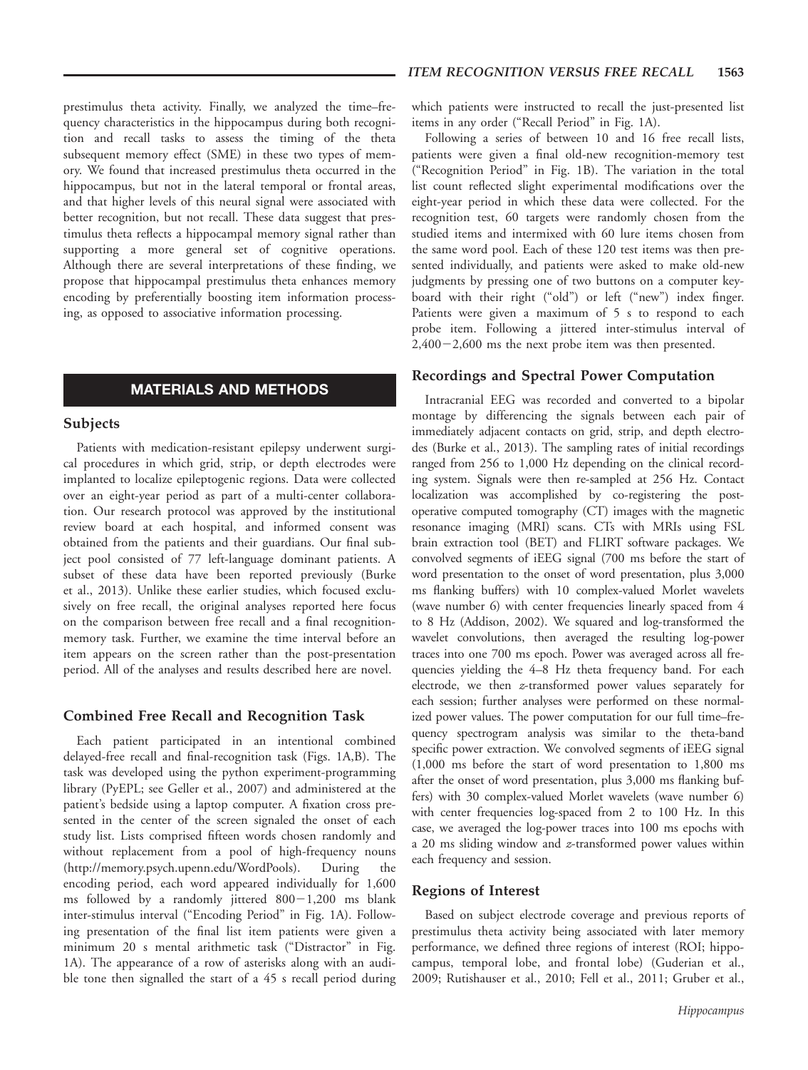prestimulus theta activity. Finally, we analyzed the time–frequency characteristics in the hippocampus during both recognition and recall tasks to assess the timing of the theta subsequent memory effect (SME) in these two types of memory. We found that increased prestimulus theta occurred in the hippocampus, but not in the lateral temporal or frontal areas, and that higher levels of this neural signal were associated with better recognition, but not recall. These data suggest that prestimulus theta reflects a hippocampal memory signal rather than supporting a more general set of cognitive operations. Although there are several interpretations of these finding, we propose that hippocampal prestimulus theta enhances memory encoding by preferentially boosting item information processing, as opposed to associative information processing.

## MATERIALS AND METHODS

### Subjects

Patients with medication-resistant epilepsy underwent surgical procedures in which grid, strip, or depth electrodes were implanted to localize epileptogenic regions. Data were collected over an eight-year period as part of a multi-center collaboration. Our research protocol was approved by the institutional review board at each hospital, and informed consent was obtained from the patients and their guardians. Our final subject pool consisted of 77 left-language dominant patients. A subset of these data have been reported previously (Burke et al., 2013). Unlike these earlier studies, which focused exclusively on free recall, the original analyses reported here focus on the comparison between free recall and a final recognition-memory task. Further, we examine the time interval before an item appears on the screen rather than the post-presentation period. All of the analyses and results described here are novel.

### Combined Free Recall and Recognition Task

Each patient participated in an intentional combined delayed-free recall and final-recognition task (Figs. 1A,B). The task was developed using the python experiment-programming library (PyEPL; see Geller et al., 2007) and administered at the patient's bedside using a laptop computer. A fixation cross presented in the center of the screen signaled the onset of each study list. Lists comprised fifteen words chosen randomly and without replacement from a pool of high-frequency nouns (http://memory.psych.upenn.edu/WordPools). During the encoding period, each word appeared individually for 1,600 ms followed by a randomly jittered 800−1,200 ms blank inter-stimulus interval ("Encoding Period" in Fig. 1A). Following presentation of the final list item patients were given a minimum 20 s mental arithmetic task ("Distractor" in Fig. 1A). The appearance of a row of asterisks along with an audible tone then signalled the start of a 45 s recall period during which patients were instructed to recall the just-presented list items in any order ("Recall Period" in Fig. 1A).

Following a series of between 10 and 16 free recall lists, patients were given a final old-new recognition-memory test ("Recognition Period" in Fig. 1B). The variation in the total list count reflected slight experimental modifications over the eight-year period in which these data were collected. For the recognition test, 60 targets were randomly chosen from the studied items and intermixed with 60 lure items chosen from the same word pool. Each of these 120 test items was then presented individually, and patients were asked to make old-new judgments by pressing one of two buttons on a computer keyboard with their right ("old") or left ("new") index finger. Patients were given a maximum of 5 s to respond to each probe item. Following a jittered inter-stimulus interval of 2,400−2,600 ms the next probe item was then presented.

### Recordings and Spectral Power Computation

Intracranial EEG was recorded and converted to a bipolar montage by differencing the signals between each pair of immediately adjacent contacts on grid, strip, and depth electrodes (Burke et al., 2013). The sampling rates of initial recordings ranged from 256 to 1,000 Hz depending on the clinical recording system. Signals were then re-sampled at 256 Hz. Contact localization was accomplished by co-registering the postoperative computed tomography (CT) images with the magnetic resonance imaging (MRI) scans. CTs with MRIs using FSL brain extraction tool (BET) and FLIRT software packages. We convolved segments of iEEG signal (700 ms before the start of word presentation to the onset of word presentation, plus 3,000 ms flanking buffers) with 10 complex-valued Morlet wavelets (wave number 6) with center frequencies linearly spaced from 4 to 8 Hz (Addison, 2002). We squared and log-transformed the wavelet convolutions, then averaged the resulting log-power traces into one 700 ms epoch. Power was averaged across all frequencies yielding the 4–8 Hz theta frequency band. For each electrode, we then *z*-transformed power values separately for each session; further analyses were performed on these normalized power values. The power computation for our full time–frequency spectrogram analysis was similar to the theta-band specific power extraction. We convolved segments of iEEG signal (1,000 ms before the start of word presentation to 1,800 ms after the onset of word presentation, plus 3,000 ms flanking buffers) with 30 complex-valued Morlet wavelets (wave number 6) with center frequencies log-spaced from 2 to 100 Hz. In this case, we averaged the log-power traces into 100 ms epochs with a 20 ms sliding window and *z*-transformed power values within each frequency and session.

### Regions of Interest

Based on subject electrode coverage and previous reports of prestimulus theta activity being associated with later memory performance, we defined three regions of interest (ROI; hippocampus, temporal lobe, and frontal lobe) (Guderian et al., 2009; Rutishauser et al., 2010; Fell et al., 2011; Gruber et al.,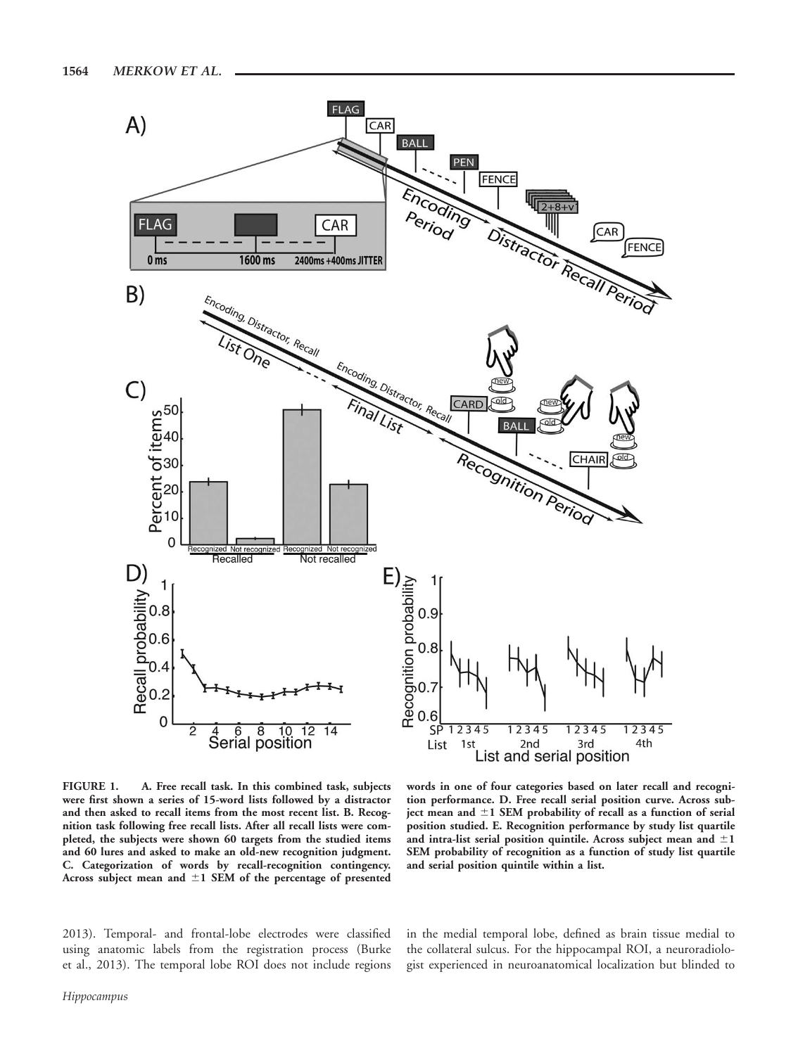A)

FLAG

CAR

BALL

PEN

FENCE

FLAG

CAR

0 ms

1600 ms

2400ms +400ms JITTER

Encoding Period

2+8+v

CAR

FENCE

Distractor Recall Period

B)

Encoding, Distractor, Recall

List One

Encoding, Distractor, Recall

Final List

CARD

BALL

CHAIR

new

old

Recognition Period

C)

Percent of items

50

40

30

20

10

0

Recognized

Not recognized

Recognized

Not recognized

Recalled

Not recalled

D)

Recall probability

1

0.8

0.6

0.4

0.2

0

2 4 6 8 10 12 14

Serial position

E)

Recognition probability

1

0.9

0.8

0.7

0.6

SP 1 2 3 4 5 1 2 3 4 5 1 2 3 4 5 1 2 3 4 5

List 1st 2nd 3rd 4th

List and serial position

**FIGURE 1. A. Free recall task. In this combined task, subjects were first shown a series of 15-word lists followed by a distractor and then asked to recall items from the most recent list. B. Recognition task following free recall lists. After all recall lists were completed, the subjects were shown 60 targets from the studied items and 60 lures and asked to make an old-new recognition judgment. C. Categorization of words by recall-recognition contingency. Across subject mean and ±1 SEM of the percentage of presented words in one of four categories based on later recall and recognition performance. D. Free recall serial position curve. Across subject mean and ±1 SEM probability of recall as a function of serial position studied. E. Recognition performance by study list quartile and intra-list serial position quintile. Across subject mean and ±1 SEM probability of recognition as a function of study list quartile and serial position quintile within a list.**

2013). Temporal- and frontal-lobe electrodes were classified using anatomic labels from the registration process (Burke et al., 2013). The temporal lobe ROI does not include regions in the medial temporal lobe, defined as brain tissue medial to the collateral sulcus. For the hippocampal ROI, a neuroradiologist experienced in neuroanatomical localization but blinded to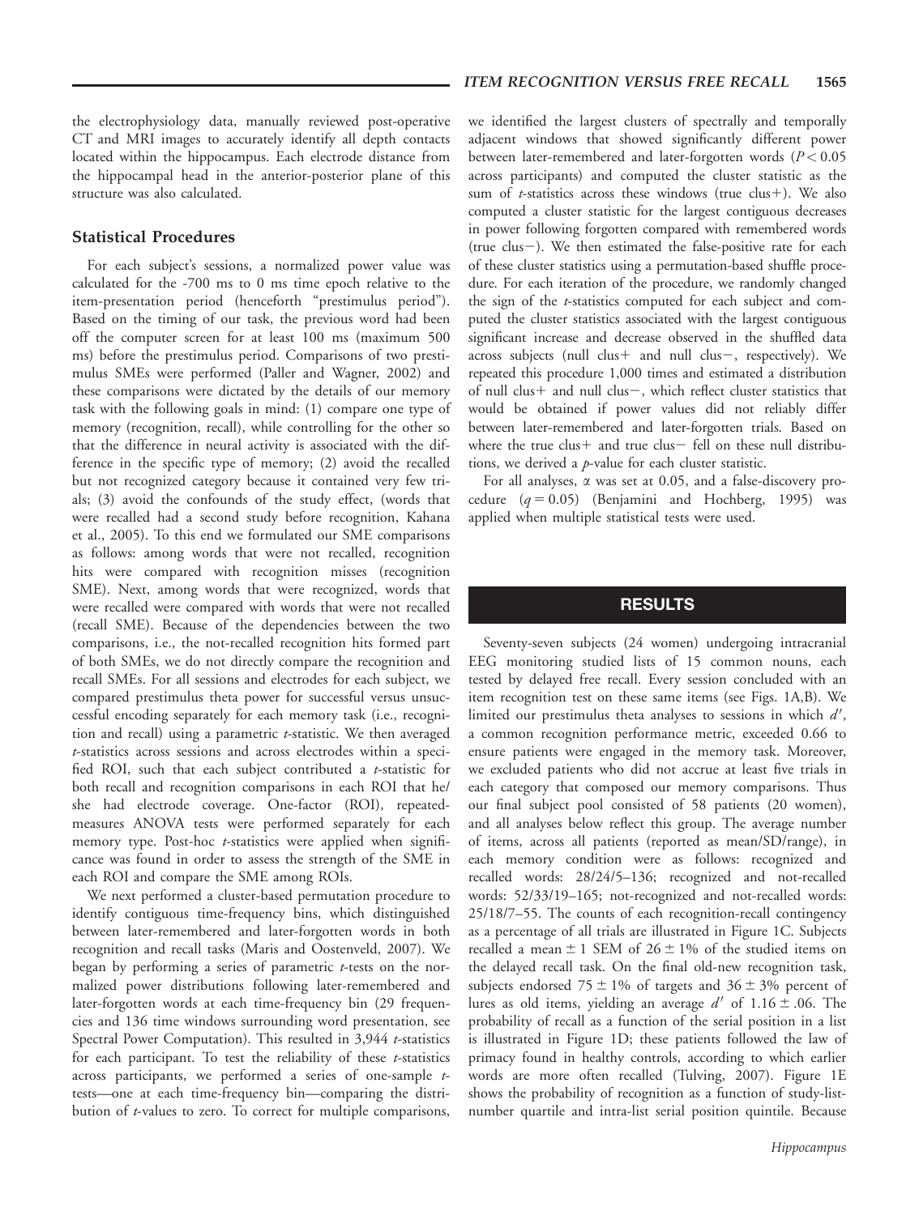the electrophysiology data, manually reviewed post-operative CT and MRI images to accurately identify all depth contacts located within the hippocampus. Each electrode distance from the hippocampal head in the anterior-posterior plane of this structure was also calculated.

## Statistical Procedures

For each subject's sessions, a normalized power value was calculated for the -700 ms to 0 ms time epoch relative to the item-presentation period (henceforth "prestimulus period"). Based on the timing of our task, the previous word had been off the computer screen for at least 100 ms (maximum 500 ms) before the prestimulus period. Comparisons of two prestimulus SMEs were performed (Paller and Wagner, 2002) and these comparisons were dictated by the details of our memory task with the following goals in mind: (1) compare one type of memory (recognition, recall), while controlling for the other so that the difference in neural activity is associated with the difference in the specific type of memory; (2) avoid the recalled but not recognized category because it contained very few trials; (3) avoid the confounds of the study effect, (words that were recalled had a second study before recognition, Kahana et al., 2005). To this end we formulated our SME comparisons as follows: among words that were not recalled, recognition hits were compared with recognition misses (recognition SME). Next, among words that were recognized, words that were recalled were compared with words that were not recalled (recall SME). Because of the dependencies between the two comparisons, i.e., the not-recalled recognition hits formed part of both SMEs, we do not directly compare the recognition and recall SMEs. For all sessions and electrodes for each subject, we compared prestimulus theta power for successful versus unsuccessful encoding separately for each memory task (i.e., recognition and recall) using a parametric *t*-statistic. We then averaged *t*-statistics across sessions and across electrodes within a specified ROI, such that each subject contributed a *t*-statistic for both recall and recognition comparisons in each ROI that he/she had electrode coverage. One-factor (ROI), repeated-measures ANOVA tests were performed separately for each memory type. Post-hoc *t*-statistics were applied when significance was found in order to assess the strength of the SME in each ROI and compare the SME among ROIs.

We next performed a cluster-based permutation procedure to identify contiguous time-frequency bins, which distinguished between later-remembered and later-forgotten words in both recognition and recall tasks (Maris and Oostenveld, 2007). We began by performing a series of parametric *t*-tests on the normalized power distributions following later-remembered and later-forgotten words at each time-frequency bin (29 frequencies and 136 time windows surrounding word presentation, see Spectral Power Computation). This resulted in 3,944 *t*-statistics for each participant. To test the reliability of these *t*-statistics across participants, we performed a series of one-sample *t*-tests—one at each time-frequency bin—comparing the distribution of *t*-values to zero. To correct for multiple comparisons, we identified the largest clusters of spectrally and temporally adjacent windows that showed significantly different power between later-remembered and later-forgotten words ($P < 0.05$ across participants) and computed the cluster statistic as the sum of *t*-statistics across these windows (true clus+). We also computed a cluster statistic for the largest contiguous decreases in power following forgotten compared with remembered words (true clus−). We then estimated the false-positive rate for each of these cluster statistics using a permutation-based shuffle procedure. For each iteration of the procedure, we randomly changed the sign of the *t*-statistics computed for each subject and computed the cluster statistics associated with the largest contiguous significant increase and decrease observed in the shuffled data across subjects (null clus+ and null clus−, respectively). We repeated this procedure 1,000 times and estimated a distribution of null clus+ and null clus−, which reflect cluster statistics that would be obtained if power values did not reliably differ between later-remembered and later-forgotten trials. Based on where the true clus+ and true clus− fell on these null distributions, we derived a *p*-value for each cluster statistic.

For all analyses, $\alpha$ was set at 0.05, and a false-discovery procedure ($q = 0.05$) (Benjamini and Hochberg, 1995) was applied when multiple statistical tests were used.

## RESULTS

Seventy-seven subjects (24 women) undergoing intracranial EEG monitoring studied lists of 15 common nouns, each tested by delayed free recall. Every session concluded with an item recognition test on these same items (see Figs. 1A,B). We limited our prestimulus theta analyses to sessions in which $d'$, a common recognition performance metric, exceeded 0.66 to ensure patients were engaged in the memory task. Moreover, we excluded patients who did not accrue at least five trials in each category that composed our memory comparisons. Thus our final subject pool consisted of 58 patients (20 women), and all analyses below reflect this group. The average number of items, across all patients (reported as mean/SD/range), in each memory condition were as follows: recognized and recalled words: 28/24/5–136; recognized and not-recalled words: 52/33/19–165; not-recognized and not-recalled words: 25/18/7–55. The counts of each recognition-recall contingency as a percentage of all trials are illustrated in Figure 1C. Subjects recalled a mean $\pm$ 1 SEM of $26 \pm 1$% of the studied items on the delayed recall task. On the final old-new recognition task, subjects endorsed $75 \pm 1$% of targets and $36 \pm 3$% percent of lures as old items, yielding an average $d'$ of $1.16 \pm .06$. The probability of recall as a function of the serial position in a list is illustrated in Figure 1D; these patients followed the law of primacy found in healthy controls, according to which earlier words are more often recalled (Tulving, 2007). Figure 1E shows the probability of recognition as a function of study-list-number quartile and intra-list serial position quintile. Because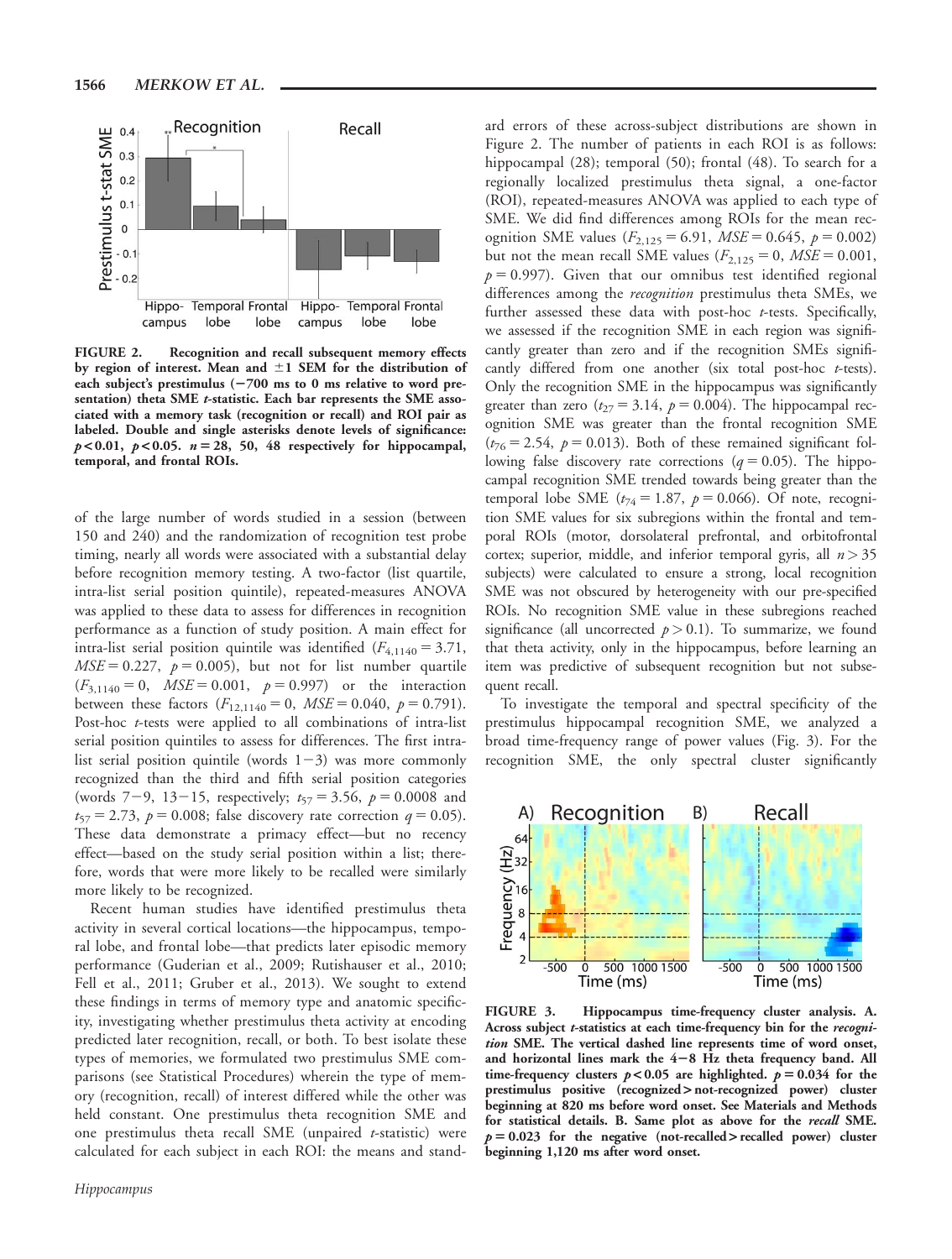Recognition

Recall

Prestimulus t-stat SME

0.4

0.3

0.2

0.1

0

- 0.1

- 0.2

**

*

Hippo-campus

Temporal lobe

Frontal lobe

Hippo-campus

Temporal lobe

Frontal lobe

**FIGURE 2. Recognition and recall subsequent memory effects by region of interest. Mean and ±1 SEM for the distribution of each subject's prestimulus (−700 ms to 0 ms relative to word presentation) theta SME *t*-statistic. Each bar represents the SME associated with a memory task (recognition or recall) and ROI pair as labeled. Double and single asterisks denote levels of significance: $p < 0.01$, $p < 0.05$. $n = 28$, 50, 48 respectively for hippocampal, temporal, and frontal ROIs.**

of the large number of words studied in a session (between 150 and 240) and the randomization of recognition test probe timing, nearly all words were associated with a substantial delay before recognition memory testing. A two-factor (list quartile, intra-list serial position quintile), repeated-measures ANOVA was applied to these data to assess for differences in recognition performance as a function of study position. A main effect for intra-list serial position quintile was identified ($F_{4,1140} = 3.71$, $MSE = 0.227$, $p = 0.005$), but not for list number quartile ($F_{3,1140} = 0$, $MSE = 0.001$, $p = 0.997$) or the interaction between these factors ($F_{12,1140} = 0$, $MSE = 0.040$, $p = 0.791$). Post-hoc *t*-tests were applied to all combinations of intra-list serial position quintiles to assess for differences. The first intra-list serial position quintile (words 1−3) was more commonly recognized than the third and fifth serial position categories (words 7−9, 13−15, respectively; $t_{57} = 3.56$, $p = 0.0008$ and $t_{57} = 2.73$, $p = 0.008$; false discovery rate correction $q = 0.05$). These data demonstrate a primacy effect—but no recency effect—based on the study serial position within a list; therefore, words that were more likely to be recalled were similarly more likely to be recognized.

Recent human studies have identified prestimulus theta activity in several cortical locations—the hippocampus, temporal lobe, and frontal lobe—that predicts later episodic memory performance (Guderian et al., 2009; Rutishauser et al., 2010; Fell et al., 2011; Gruber et al., 2013). We sought to extend these findings in terms of memory type and anatomic specificity, investigating whether prestimulus theta activity at encoding predicted later recognition, recall, or both. To best isolate these types of memories, we formulated two prestimulus SME comparisons (see Statistical Procedures) wherein the type of memory (recognition, recall) of interest differed while the other was held constant. One prestimulus theta recognition SME and one prestimulus theta recall SME (unpaired *t*-statistic) were calculated for each subject in each ROI: the means and standard errors of these across-subject distributions are shown in Figure 2. The number of patients in each ROI is as follows: hippocampal (28); temporal (50); frontal (48). To search for a regionally localized prestimulus theta signal, a one-factor (ROI), repeated-measures ANOVA was applied to each type of SME. We did find differences among ROIs for the mean recognition SME values ($F_{2,125} = 6.91$, $MSE = 0.645$, $p = 0.002$) but not the mean recall SME values ($F_{2,125} = 0$, $MSE = 0.001$, $p = 0.997$). Given that our omnibus test identified regional differences among the *recognition* prestimulus theta SMEs, we further assessed these data with post-hoc *t*-tests. Specifically, we assessed if the recognition SME in each region was significantly greater than zero and if the recognition SMEs significantly differed from one another (six total post-hoc *t*-tests). Only the recognition SME in the hippocampus was significantly greater than zero ($t_{27} = 3.14$, $p = 0.004$). The hippocampal recognition SME was greater than the frontal recognition SME ($t_{76} = 2.54$, $p = 0.013$). Both of these remained significant following false discovery rate corrections ($q = 0.05$). The hippocampal recognition SME trended towards being greater than the temporal lobe SME ($t_{74} = 1.87$, $p = 0.066$). Of note, recognition SME values for six subregions within the frontal and temporal ROIs (motor, dorsolateral prefrontal, and orbitofrontal cortex; superior, middle, and inferior temporal gyris, all $n > 35$ subjects) were calculated to ensure a strong, local recognition SME was not obscured by heterogeneity with our pre-specified ROIs. No recognition SME value in these subregions reached significance (all uncorrected $p > 0.1$). To summarize, we found that theta activity, only in the hippocampus, before learning an item was predictive of subsequent recognition but not subsequent recall.

To investigate the temporal and spectral specificity of the prestimulus hippocampal recognition SME, we analyzed a broad time-frequency range of power values (Fig. 3). For the recognition SME, the only spectral cluster significantly

A) Recognition

B) Recall

Frequency (Hz)

64

32

16

8

4

2

-500

0

500

1000

1500

Time (ms)

**FIGURE 3. Hippocampus time-frequency cluster analysis. A. Across subject *t*-statistics at each time-frequency bin for the *recognition* SME. The vertical dashed line represents time of word onset, and horizontal lines mark the 4−8 Hz theta frequency band. All time-frequency clusters $p < 0.05$ are highlighted. $p = 0.034$ for the prestimulus positive (recognized > not-recognized power) cluster beginning at 820 ms before word onset. See Materials and Methods for statistical details. B. Same plot as above for the *recall* SME. $p = 0.023$ for the negative (not-recalled > recalled power) cluster beginning 1,120 ms after word onset.**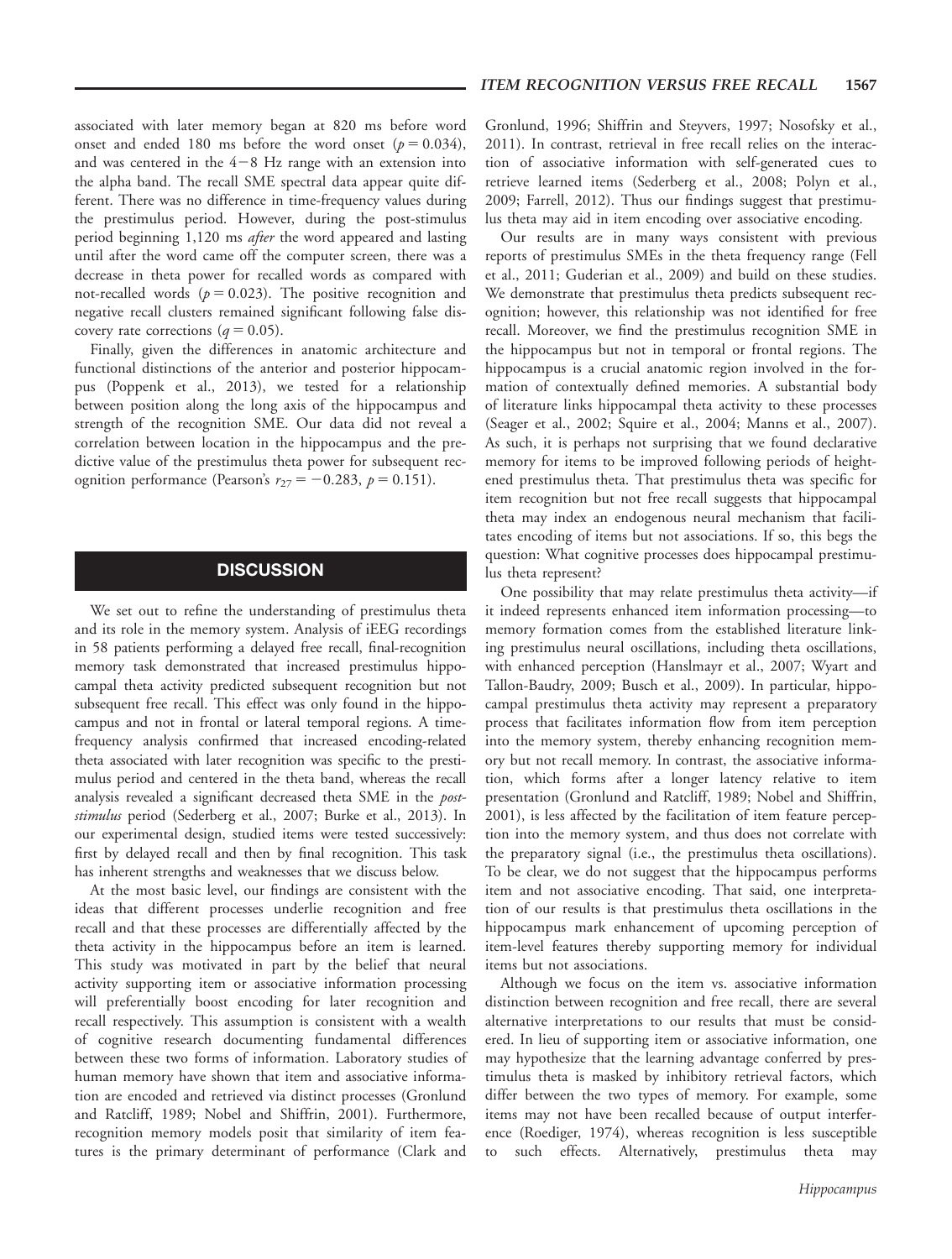associated with later memory began at 820 ms before word onset and ended 180 ms before the word onset ($p = 0.034$), and was centered in the 4−8 Hz range with an extension into the alpha band. The recall SME spectral data appear quite different. There was no difference in time-frequency values during the prestimulus period. However, during the post-stimulus period beginning 1,120 ms *after* the word appeared and lasting until after the word came off the computer screen, there was a decrease in theta power for recalled words as compared with not-recalled words ($p = 0.023$). The positive recognition and negative recall clusters remained significant following false discovery rate corrections ($q = 0.05$).

Finally, given the differences in anatomic architecture and functional distinctions of the anterior and posterior hippocampus (Poppenk et al., 2013), we tested for a relationship between position along the long axis of the hippocampus and strength of the recognition SME. Our data did not reveal a correlation between location in the hippocampus and the predictive value of the prestimulus theta power for subsequent recognition performance (Pearson's $r_{27} = -0.283$, $p = 0.151$).

## DISCUSSION

We set out to refine the understanding of prestimulus theta and its role in the memory system. Analysis of iEEG recordings in 58 patients performing a delayed free recall, final-recognition memory task demonstrated that increased prestimulus hippocampal theta activity predicted subsequent recognition but not subsequent free recall. This effect was only found in the hippocampus and not in frontal or lateral temporal regions. A time-frequency analysis confirmed that increased encoding-related theta associated with later recognition was specific to the prestimulus period and centered in the theta band, whereas the recall analysis revealed a significant decreased theta SME in the *post-stimulus* period (Sederberg et al., 2007; Burke et al., 2013). In our experimental design, studied items were tested successively: first by delayed recall and then by final recognition. This task has inherent strengths and weaknesses that we discuss below.

At the most basic level, our findings are consistent with the ideas that different processes underlie recognition and free recall and that these processes are differentially affected by the theta activity in the hippocampus before an item is learned. This study was motivated in part by the belief that neural activity supporting item or associative information processing will preferentially boost encoding for later recognition and recall respectively. This assumption is consistent with a wealth of cognitive research documenting fundamental differences between these two forms of information. Laboratory studies of human memory have shown that item and associative information are encoded and retrieved via distinct processes (Gronlund and Ratcliff, 1989; Nobel and Shiffrin, 2001). Furthermore, recognition memory models posit that similarity of item features is the primary determinant of performance (Clark and Gronlund, 1996; Shiffrin and Steyvers, 1997; Nosofsky et al., 2011). In contrast, retrieval in free recall relies on the interaction of associative information with self-generated cues to retrieve learned items (Sederberg et al., 2008; Polyn et al., 2009; Farrell, 2012). Thus our findings suggest that prestimulus theta may aid in item encoding over associative encoding.

Our results are in many ways consistent with previous reports of prestimulus SMEs in the theta frequency range (Fell et al., 2011; Guderian et al., 2009) and build on these studies. We demonstrate that prestimulus theta predicts subsequent recognition; however, this relationship was not identified for free recall. Moreover, we find the prestimulus recognition SME in the hippocampus but not in temporal or frontal regions. The hippocampus is a crucial anatomic region involved in the formation of contextually defined memories. A substantial body of literature links hippocampal theta activity to these processes (Seager et al., 2002; Squire et al., 2004; Manns et al., 2007). As such, it is perhaps not surprising that we found declarative memory for items to be improved following periods of heightened prestimulus theta. That prestimulus theta was specific for item recognition but not free recall suggests that hippocampal theta may index an endogenous neural mechanism that facilitates encoding of items but not associations. If so, this begs the question: What cognitive processes does hippocampal prestimulus theta represent?

One possibility that may relate prestimulus theta activity—if it indeed represents enhanced item information processing—to memory formation comes from the established literature linking prestimulus neural oscillations, including theta oscillations, with enhanced perception (Hanslmayr et al., 2007; Wyart and Tallon-Baudry, 2009; Busch et al., 2009). In particular, hippocampal prestimulus theta activity may represent a preparatory process that facilitates information flow from item perception into the memory system, thereby enhancing recognition memory but not recall memory. In contrast, the associative information, which forms after a longer latency relative to item presentation (Gronlund and Ratcliff, 1989; Nobel and Shiffrin, 2001), is less affected by the facilitation of item feature perception into the memory system, and thus does not correlate with the preparatory signal (i.e., the prestimulus theta oscillations). To be clear, we do not suggest that the hippocampus performs item and not associative encoding. That said, one interpretation of our results is that prestimulus theta oscillations in the hippocampus mark enhancement of upcoming perception of item-level features thereby supporting memory for individual items but not associations.

Although we focus on the item vs. associative information distinction between recognition and free recall, there are several alternative interpretations to our results that must be considered. In lieu of supporting item or associative information, one may hypothesize that the learning advantage conferred by prestimulus theta is masked by inhibitory retrieval factors, which differ between the two types of memory. For example, some items may not have been recalled because of output interference (Roediger, 1974), whereas recognition is less susceptible to such effects. Alternatively, prestimulus theta may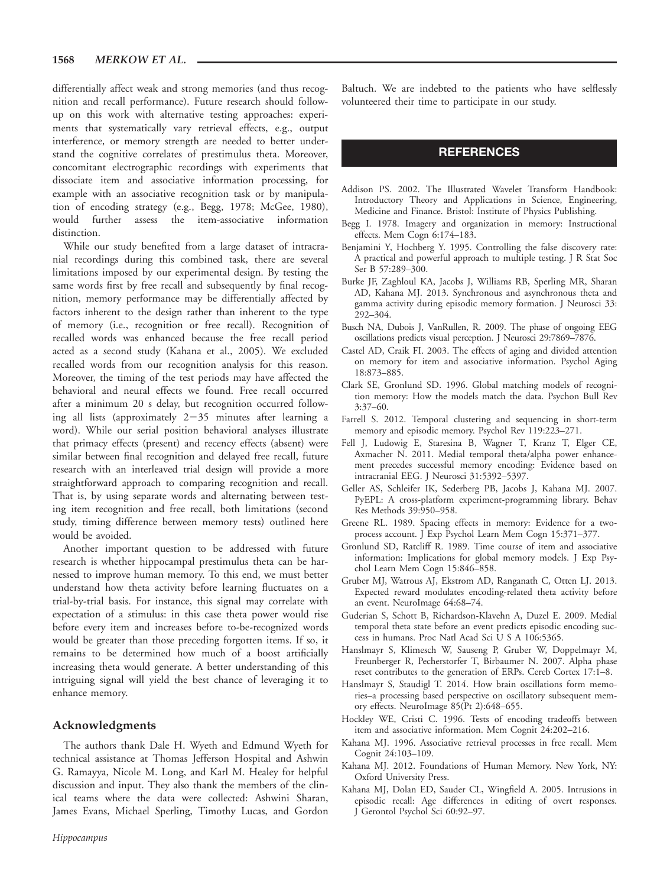differentially affect weak and strong memories (and thus recognition and recall performance). Future research should follow-up on this work with alternative testing approaches: experiments that systematically vary retrieval effects, e.g., output interference, or memory strength are needed to better understand the cognitive correlates of prestimulus theta. Moreover, concomitant electrographic recordings with experiments that dissociate item and associative information processing, for example with an associative recognition task or by manipulation of encoding strategy (e.g., Begg, 1978; McGee, 1980), would further assess the item-associative information distinction.

While our study benefited from a large dataset of intracranial recordings during this combined task, there are several limitations imposed by our experimental design. By testing the same words first by free recall and subsequently by final recognition, memory performance may be differentially affected by factors inherent to the design rather than inherent to the type of memory (i.e., recognition or free recall). Recognition of recalled words was enhanced because the free recall period acted as a second study (Kahana et al., 2005). We excluded recalled words from our recognition analysis for this reason. Moreover, the timing of the test periods may have affected the behavioral and neural effects we found. Free recall occurred after a minimum 20 s delay, but recognition occurred following all lists (approximately 2−35 minutes after learning a word). While our serial position behavioral analyses illustrate that primacy effects (present) and recency effects (absent) were similar between final recognition and delayed free recall, future research with an interleaved trial design will provide a more straightforward approach to comparing recognition and recall. That is, by using separate words and alternating between testing item recognition and free recall, both limitations (second study, timing difference between memory tests) outlined here would be avoided.

Another important question to be addressed with future research is whether hippocampal prestimulus theta can be harnessed to improve human memory. To this end, we must better understand how theta activity before learning fluctuates on a trial-by-trial basis. For instance, this signal may correlate with expectation of a stimulus: in this case theta power would rise before every item and increases before to-be-recognized words would be greater than those preceding forgotten items. If so, it remains to be determined how much of a boost artificially increasing theta would generate. A better understanding of this intriguing signal will yield the best chance of leveraging it to enhance memory.

## Acknowledgments

The authors thank Dale H. Wyeth and Edmund Wyeth for technical assistance at Thomas Jefferson Hospital and Ashwin G. Ramayya, Nicole M. Long, and Karl M. Healey for helpful discussion and input. They also thank the members of the clinical teams where the data were collected: Ashwini Sharan, James Evans, Michael Sperling, Timothy Lucas, and Gordon Baltuch. We are indebted to the patients who have selflessly volunteered their time to participate in our study.

## REFERENCES

Addison PS. 2002. The Illustrated Wavelet Transform Handbook: Introductory Theory and Applications in Science, Engineering, Medicine and Finance. Bristol: Institute of Physics Publishing.

Begg I. 1978. Imagery and organization in memory: Instructional effects. Mem Cogn 6:174–183.

Benjamini Y, Hochberg Y. 1995. Controlling the false discovery rate: A practical and powerful approach to multiple testing. J R Stat Soc Ser B 57:289–300.

Burke JF, Zaghloul KA, Jacobs J, Williams RB, Sperling MR, Sharan AD, Kahana MJ. 2013. Synchronous and asynchronous theta and gamma activity during episodic memory formation. J Neurosci 33: 292–304.

Busch NA, Dubois J, VanRullen, R. 2009. The phase of ongoing EEG oscillations predicts visual perception. J Neurosci 29:7869–7876.

Castel AD, Craik FI. 2003. The effects of aging and divided attention on memory for item and associative information. Psychol Aging 18:873–885.

Clark SE, Gronlund SD. 1996. Global matching models of recognition memory: How the models match the data. Psychon Bull Rev 3:37–60.

Farrell S. 2012. Temporal clustering and sequencing in short-term memory and episodic memory. Psychol Rev 119:223–271.

Fell J, Ludowig E, Staresina B, Wagner T, Kranz T, Elger CE, Axmacher N. 2011. Medial temporal theta/alpha power enhancement precedes successful memory encoding: Evidence based on intracranial EEG. J Neurosci 31:5392–5397.

Geller AS, Schleifer IK, Sederberg PB, Jacobs J, Kahana MJ. 2007. PyEPL: A cross-platform experiment-programming library. Behav Res Methods 39:950–958.

Greene RL. 1989. Spacing effects in memory: Evidence for a two-process account. J Exp Psychol Learn Mem Cogn 15:371–377.

Gronlund SD, Ratcliff R. 1989. Time course of item and associative information: Implications for global memory models. J Exp Psychol Learn Mem Cogn 15:846–858.

Gruber MJ, Watrous AJ, Ekstrom AD, Ranganath C, Otten LJ. 2013. Expected reward modulates encoding-related theta activity before an event. NeuroImage 64:68–74.

Guderian S, Schott B, Richardson-Klavehn A, Duzel E. 2009. Medial temporal theta state before an event predicts episodic encoding success in humans. Proc Natl Acad Sci U S A 106:5365.

Hanslmayr S, Klimesch W, Sauseng P, Gruber W, Doppelmayr M, Freunberger R, Pecherstorfer T, Birbaumer N. 2007. Alpha phase reset contributes to the generation of ERPs. Cereb Cortex 17:1–8.

Hanslmayr S, Staudigl T. 2014. How brain oscillations form memories–a processing based perspective on oscillatory subsequent memory effects. NeuroImage 85(Pt 2):648–655.

Hockley WE, Cristi C. 1996. Tests of encoding tradeoffs between item and associative information. Mem Cognit 24:202–216.

Kahana MJ. 1996. Associative retrieval processes in free recall. Mem Cognit 24:103–109.

Kahana MJ. 2012. Foundations of Human Memory. New York, NY: Oxford University Press.

Kahana MJ, Dolan ED, Sauder CL, Wingfield A. 2005. Intrusions in episodic recall: Age differences in editing of overt responses. J Gerontol Psychol Sci 60:92–97.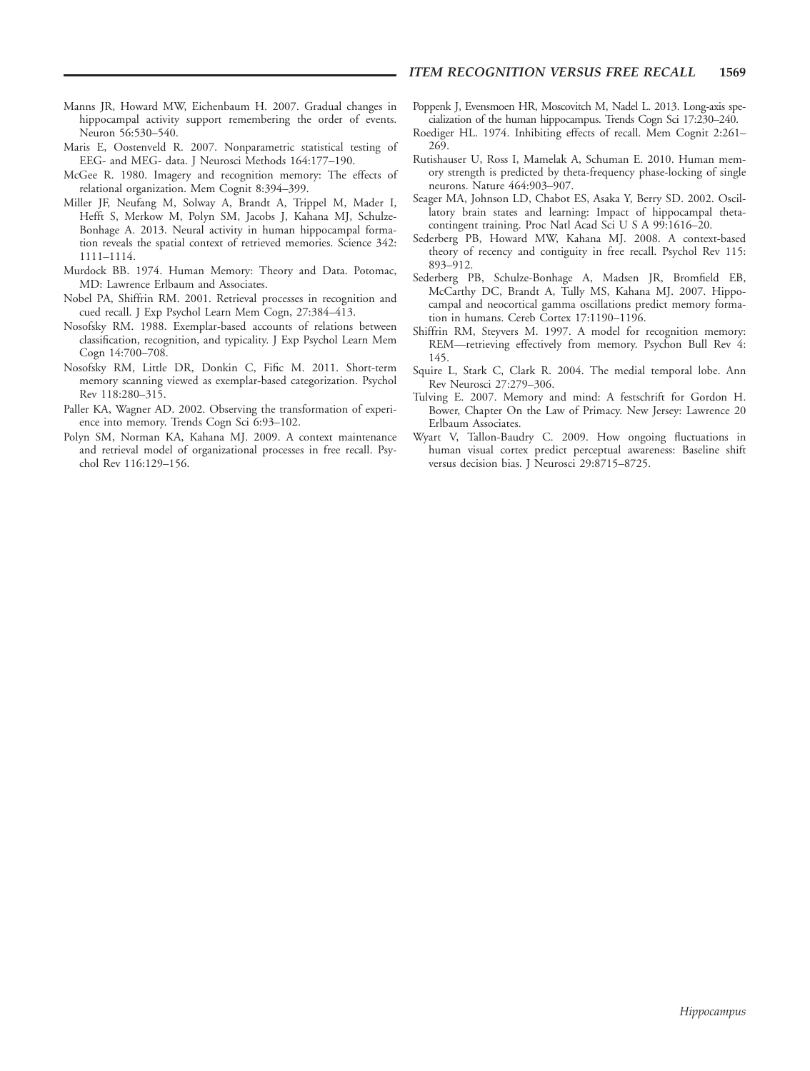Manns JR, Howard MW, Eichenbaum H. 2007. Gradual changes in hippocampal activity support remembering the order of events. Neuron 56:530–540.

Maris E, Oostenveld R. 2007. Nonparametric statistical testing of EEG- and MEG- data. J Neurosci Methods 164:177–190.

McGee R. 1980. Imagery and recognition memory: The effects of relational organization. Mem Cognit 8:394–399.

Miller JF, Neufang M, Solway A, Brandt A, Trippel M, Mader I, Hefft S, Merkow M, Polyn SM, Jacobs J, Kahana MJ, Schulze-Bonhage A. 2013. Neural activity in human hippocampal formation reveals the spatial context of retrieved memories. Science 342: 1111–1114.

Murdock BB. 1974. Human Memory: Theory and Data. Potomac, MD: Lawrence Erlbaum and Associates.

Nobel PA, Shiffrin RM. 2001. Retrieval processes in recognition and cued recall. J Exp Psychol Learn Mem Cogn, 27:384–413.

Nosofsky RM. 1988. Exemplar-based accounts of relations between classification, recognition, and typicality. J Exp Psychol Learn Mem Cogn 14:700–708.

Nosofsky RM, Little DR, Donkin C, Fific M. 2011. Short-term memory scanning viewed as exemplar-based categorization. Psychol Rev 118:280–315.

Paller KA, Wagner AD. 2002. Observing the transformation of experience into memory. Trends Cogn Sci 6:93–102.

Polyn SM, Norman KA, Kahana MJ. 2009. A context maintenance and retrieval model of organizational processes in free recall. Psychol Rev 116:129–156.

Poppenk J, Evensmoen HR, Moscovitch M, Nadel L. 2013. Long-axis specialization of the human hippocampus. Trends Cogn Sci 17:230–240.

Roediger HL. 1974. Inhibiting effects of recall. Mem Cognit 2:261–269.

Rutishauser U, Ross I, Mamelak A, Schuman E. 2010. Human memory strength is predicted by theta-frequency phase-locking of single neurons. Nature 464:903–907.

Seager MA, Johnson LD, Chabot ES, Asaka Y, Berry SD. 2002. Oscillatory brain states and learning: Impact of hippocampal theta-contingent training. Proc Natl Acad Sci U S A 99:1616–20.

Sederberg PB, Howard MW, Kahana MJ. 2008. A context-based theory of recency and contiguity in free recall. Psychol Rev 115: 893–912.

Sederberg PB, Schulze-Bonhage A, Madsen JR, Bromfield EB, McCarthy DC, Brandt A, Tully MS, Kahana MJ. 2007. Hippocampal and neocortical gamma oscillations predict memory formation in humans. Cereb Cortex 17:1190–1196.

Shiffrin RM, Steyvers M. 1997. A model for recognition memory: REM—retrieving effectively from memory. Psychon Bull Rev 4: 145.

Squire L, Stark C, Clark R. 2004. The medial temporal lobe. Ann Rev Neurosci 27:279–306.

Tulving E. 2007. Memory and mind: A festschrift for Gordon H. Bower, Chapter On the Law of Primacy. New Jersey: Lawrence 20 Erlbaum Associates.

Wyart V, Tallon-Baudry C. 2009. How ongoing fluctuations in human visual cortex predict perceptual awareness: Baseline shift versus decision bias. J Neurosci 29:8715–8725.